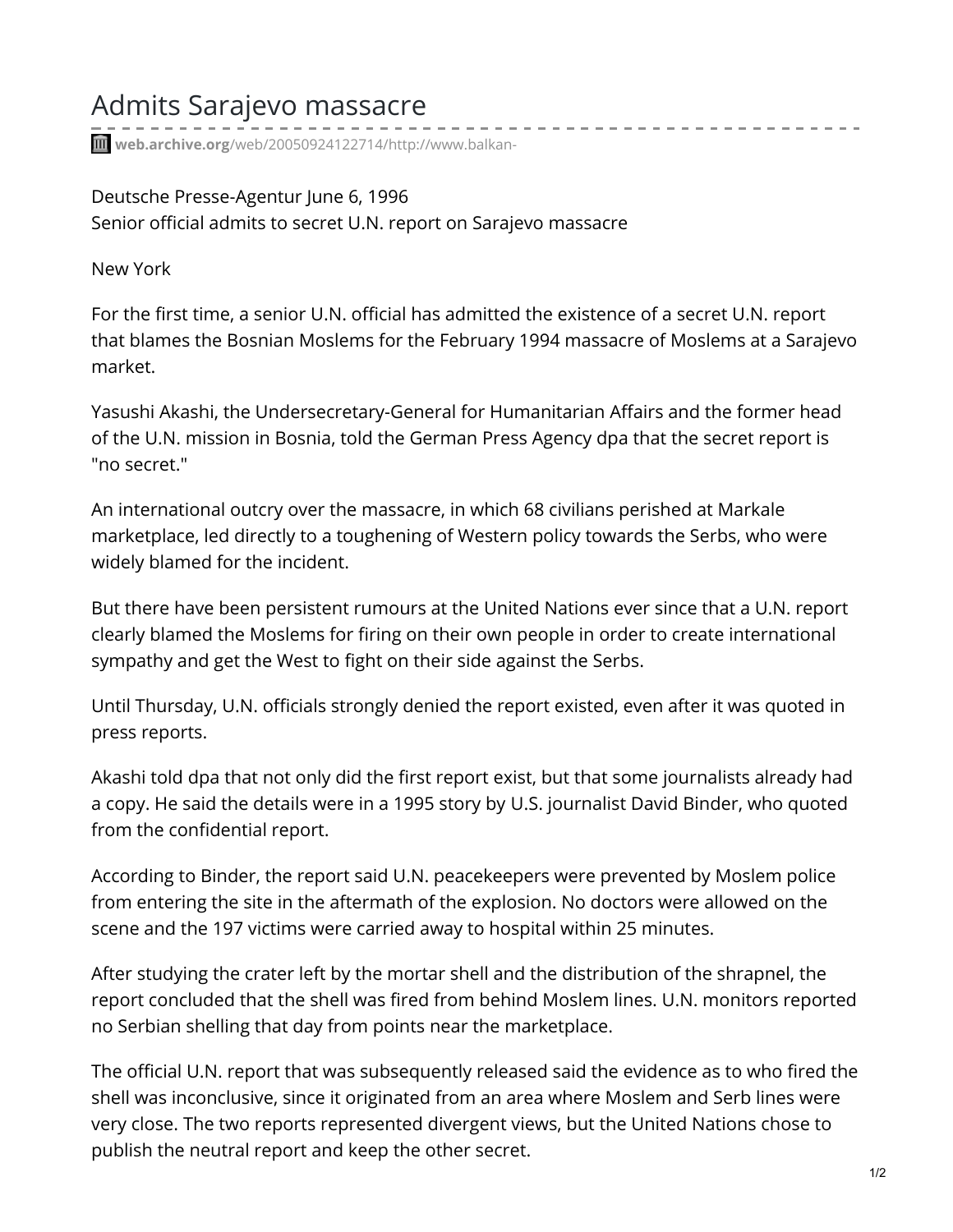# Admits Sarajevo massacre

web.archive.org/web/20050924122714/http://www.balkan-

Deutsche Presse-Agentur June 6, 1996
Senior official admits to secret U.N. report on Sarajevo massacre

New York

For the first time, a senior U.N. official has admitted the existence of a secret U.N. report that blames the Bosnian Moslems for the February 1994 massacre of Moslems at a Sarajevo market.

Yasushi Akashi, the Undersecretary-General for Humanitarian Affairs and the former head of the U.N. mission in Bosnia, told the German Press Agency dpa that the secret report is "no secret."

An international outcry over the massacre, in which 68 civilians perished at Markale marketplace, led directly to a toughening of Western policy towards the Serbs, who were widely blamed for the incident.

But there have been persistent rumours at the United Nations ever since that a U.N. report clearly blamed the Moslems for firing on their own people in order to create international sympathy and get the West to fight on their side against the Serbs.

Until Thursday, U.N. officials strongly denied the report existed, even after it was quoted in press reports.

Akashi told dpa that not only did the first report exist, but that some journalists already had a copy. He said the details were in a 1995 story by U.S. journalist David Binder, who quoted from the confidential report.

According to Binder, the report said U.N. peacekeepers were prevented by Moslem police from entering the site in the aftermath of the explosion. No doctors were allowed on the scene and the 197 victims were carried away to hospital within 25 minutes.

After studying the crater left by the mortar shell and the distribution of the shrapnel, the report concluded that the shell was fired from behind Moslem lines. U.N. monitors reported no Serbian shelling that day from points near the marketplace.

The official U.N. report that was subsequently released said the evidence as to who fired the shell was inconclusive, since it originated from an area where Moslem and Serb lines were very close. The two reports represented divergent views, but the United Nations chose to publish the neutral report and keep the other secret.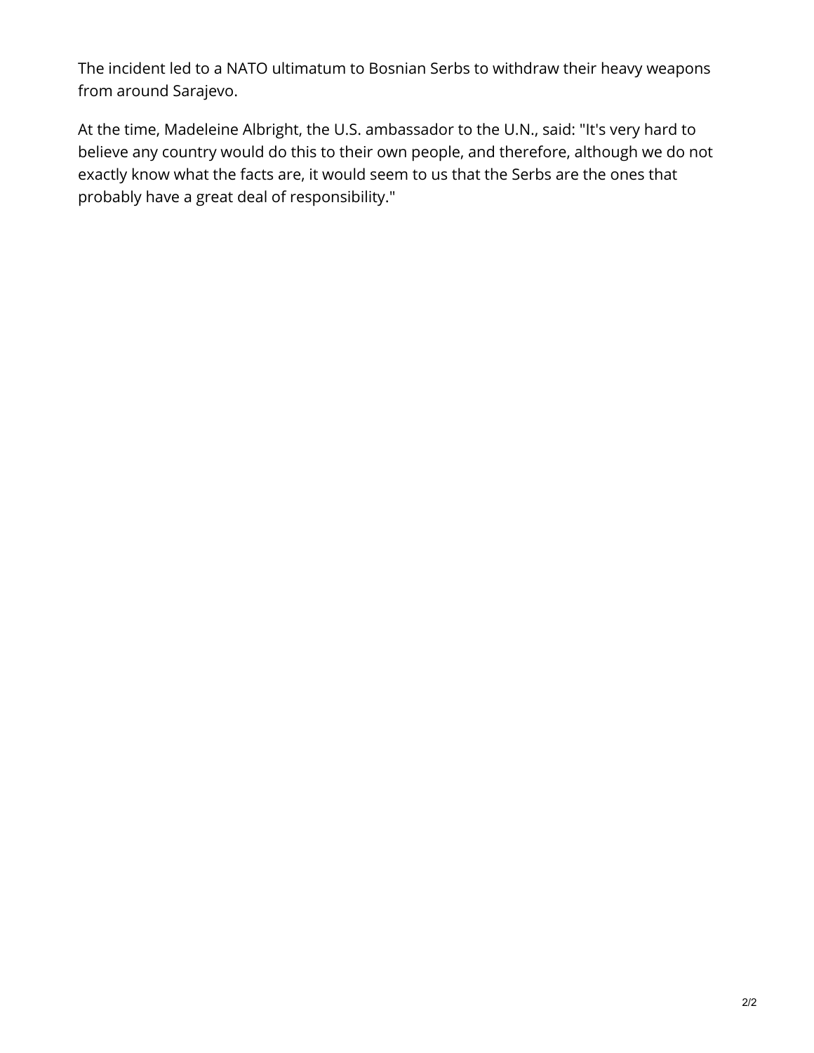The incident led to a NATO ultimatum to Bosnian Serbs to withdraw their heavy weapons from around Sarajevo.

At the time, Madeleine Albright, the U.S. ambassador to the U.N., said: "It's very hard to believe any country would do this to their own people, and therefore, although we do not exactly know what the facts are, it would seem to us that the Serbs are the ones that probably have a great deal of responsibility."